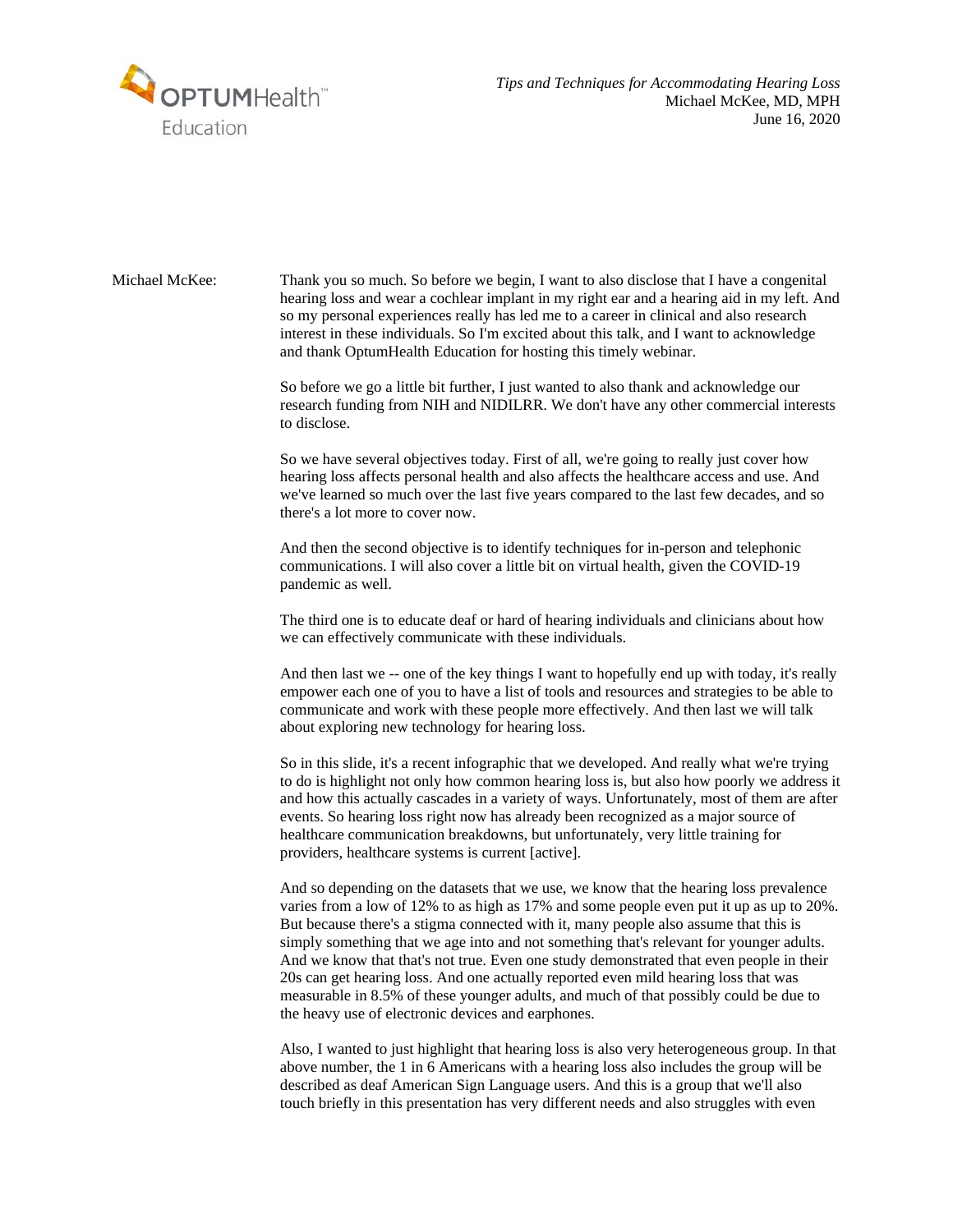*Tips and Techniques for Accommodating Hearing Loss*
Michael McKee, MD, MPH
June 16, 2020

Michael McKee: Thank you so much. So before we begin, I want to also disclose that I have a congenital hearing loss and wear a cochlear implant in my right ear and a hearing aid in my left. And so my personal experiences really has led me to a career in clinical and also research interest in these individuals. So I'm excited about this talk, and I want to acknowledge and thank OptumHealth Education for hosting this timely webinar.

So before we go a little bit further, I just wanted to also thank and acknowledge our research funding from NIH and NIDILRR. We don't have any other commercial interests to disclose.

So we have several objectives today. First of all, we're going to really just cover how hearing loss affects personal health and also affects the healthcare access and use. And we've learned so much over the last five years compared to the last few decades, and so there's a lot more to cover now.

And then the second objective is to identify techniques for in-person and telephonic communications. I will also cover a little bit on virtual health, given the COVID-19 pandemic as well.

The third one is to educate deaf or hard of hearing individuals and clinicians about how we can effectively communicate with these individuals.

And then last we -- one of the key things I want to hopefully end up with today, it's really empower each one of you to have a list of tools and resources and strategies to be able to communicate and work with these people more effectively. And then last we will talk about exploring new technology for hearing loss.

So in this slide, it's a recent infographic that we developed. And really what we're trying to do is highlight not only how common hearing loss is, but also how poorly we address it and how this actually cascades in a variety of ways. Unfortunately, most of them are after events. So hearing loss right now has already been recognized as a major source of healthcare communication breakdowns, but unfortunately, very little training for providers, healthcare systems is current [active].

And so depending on the datasets that we use, we know that the hearing loss prevalence varies from a low of 12% to as high as 17% and some people even put it up as up to 20%. But because there's a stigma connected with it, many people also assume that this is simply something that we age into and not something that's relevant for younger adults. And we know that that's not true. Even one study demonstrated that even people in their 20s can get hearing loss. And one actually reported even mild hearing loss that was measurable in 8.5% of these younger adults, and much of that possibly could be due to the heavy use of electronic devices and earphones.

Also, I wanted to just highlight that hearing loss is also very heterogeneous group. In that above number, the 1 in 6 Americans with a hearing loss also includes the group will be described as deaf American Sign Language users. And this is a group that we'll also touch briefly in this presentation has very different needs and also struggles with even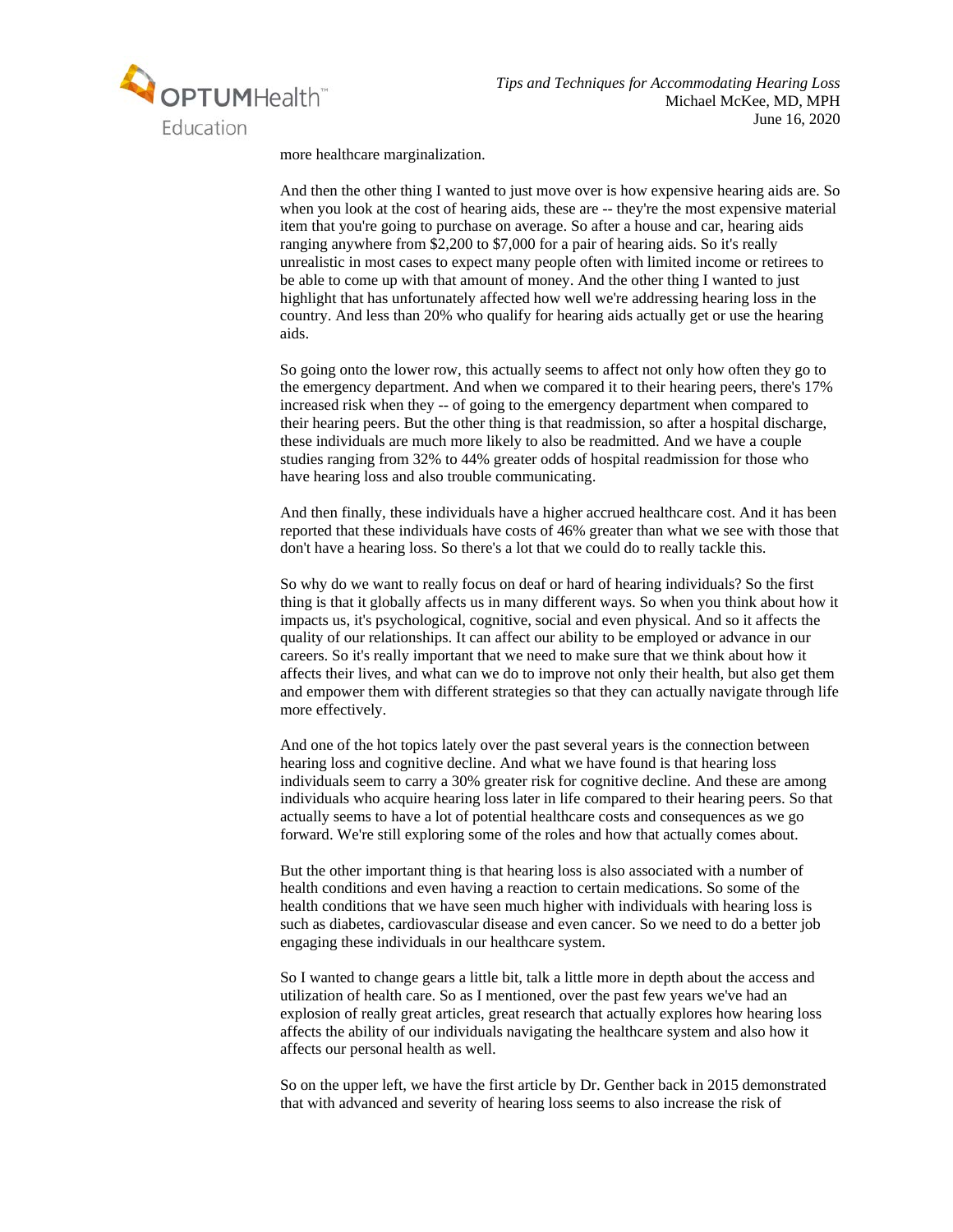more healthcare marginalization.

And then the other thing I wanted to just move over is how expensive hearing aids are. So when you look at the cost of hearing aids, these are -- they're the most expensive material item that you're going to purchase on average. So after a house and car, hearing aids ranging anywhere from $2,200 to $7,000 for a pair of hearing aids. So it's really unrealistic in most cases to expect many people often with limited income or retirees to be able to come up with that amount of money. And the other thing I wanted to just highlight that has unfortunately affected how well we're addressing hearing loss in the country. And less than 20% who qualify for hearing aids actually get or use the hearing aids.

So going onto the lower row, this actually seems to affect not only how often they go to the emergency department. And when we compared it to their hearing peers, there's 17% increased risk when they -- of going to the emergency department when compared to their hearing peers. But the other thing is that readmission, so after a hospital discharge, these individuals are much more likely to also be readmitted. And we have a couple studies ranging from 32% to 44% greater odds of hospital readmission for those who have hearing loss and also trouble communicating.

And then finally, these individuals have a higher accrued healthcare cost. And it has been reported that these individuals have costs of 46% greater than what we see with those that don't have a hearing loss. So there's a lot that we could do to really tackle this.

So why do we want to really focus on deaf or hard of hearing individuals? So the first thing is that it globally affects us in many different ways. So when you think about how it impacts us, it's psychological, cognitive, social and even physical. And so it affects the quality of our relationships. It can affect our ability to be employed or advance in our careers. So it's really important that we need to make sure that we think about how it affects their lives, and what can we do to improve not only their health, but also get them and empower them with different strategies so that they can actually navigate through life more effectively.

And one of the hot topics lately over the past several years is the connection between hearing loss and cognitive decline. And what we have found is that hearing loss individuals seem to carry a 30% greater risk for cognitive decline. And these are among individuals who acquire hearing loss later in life compared to their hearing peers. So that actually seems to have a lot of potential healthcare costs and consequences as we go forward. We're still exploring some of the roles and how that actually comes about.

But the other important thing is that hearing loss is also associated with a number of health conditions and even having a reaction to certain medications. So some of the health conditions that we have seen much higher with individuals with hearing loss is such as diabetes, cardiovascular disease and even cancer. So we need to do a better job engaging these individuals in our healthcare system.

So I wanted to change gears a little bit, talk a little more in depth about the access and utilization of health care. So as I mentioned, over the past few years we've had an explosion of really great articles, great research that actually explores how hearing loss affects the ability of our individuals navigating the healthcare system and also how it affects our personal health as well.

So on the upper left, we have the first article by Dr. Genther back in 2015 demonstrated that with advanced and severity of hearing loss seems to also increase the risk of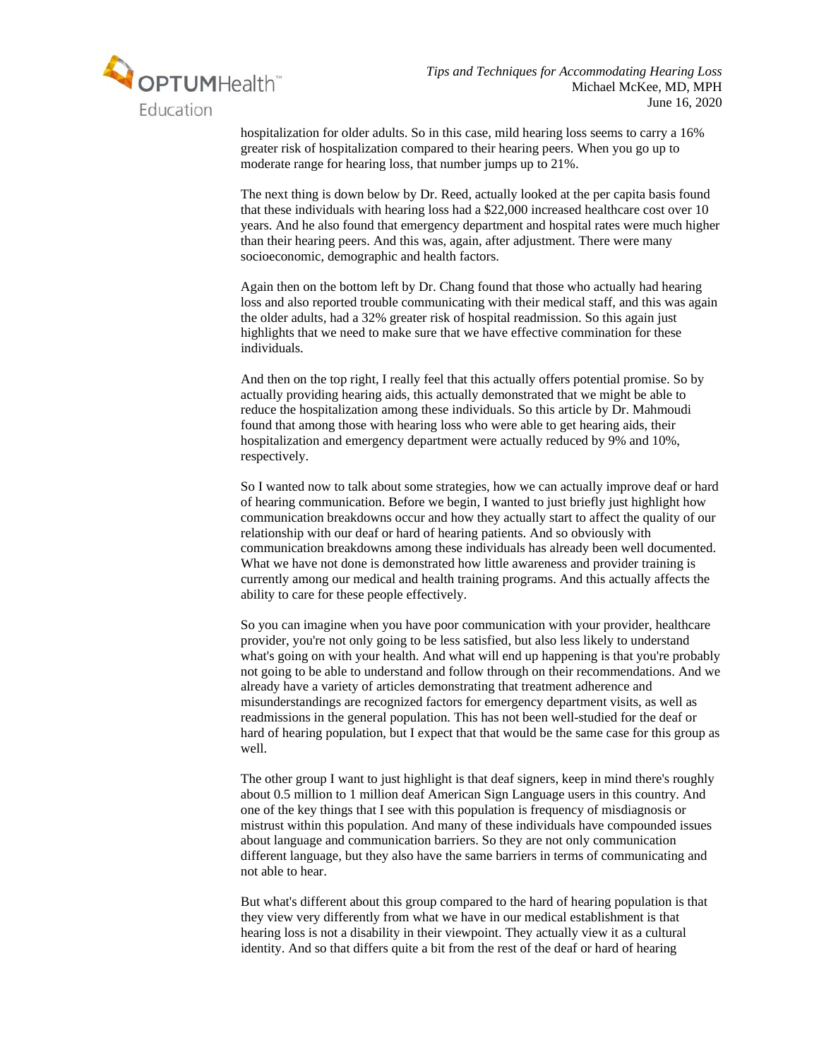hospitalization for older adults. So in this case, mild hearing loss seems to carry a 16% greater risk of hospitalization compared to their hearing peers. When you go up to moderate range for hearing loss, that number jumps up to 21%.

The next thing is down below by Dr. Reed, actually looked at the per capita basis found that these individuals with hearing loss had a $22,000 increased healthcare cost over 10 years. And he also found that emergency department and hospital rates were much higher than their hearing peers. And this was, again, after adjustment. There were many socioeconomic, demographic and health factors.

Again then on the bottom left by Dr. Chang found that those who actually had hearing loss and also reported trouble communicating with their medical staff, and this was again the older adults, had a 32% greater risk of hospital readmission. So this again just highlights that we need to make sure that we have effective commination for these individuals.

And then on the top right, I really feel that this actually offers potential promise. So by actually providing hearing aids, this actually demonstrated that we might be able to reduce the hospitalization among these individuals. So this article by Dr. Mahmoudi found that among those with hearing loss who were able to get hearing aids, their hospitalization and emergency department were actually reduced by 9% and 10%, respectively.

So I wanted now to talk about some strategies, how we can actually improve deaf or hard of hearing communication. Before we begin, I wanted to just briefly just highlight how communication breakdowns occur and how they actually start to affect the quality of our relationship with our deaf or hard of hearing patients. And so obviously with communication breakdowns among these individuals has already been well documented. What we have not done is demonstrated how little awareness and provider training is currently among our medical and health training programs. And this actually affects the ability to care for these people effectively.

So you can imagine when you have poor communication with your provider, healthcare provider, you're not only going to be less satisfied, but also less likely to understand what's going on with your health. And what will end up happening is that you're probably not going to be able to understand and follow through on their recommendations. And we already have a variety of articles demonstrating that treatment adherence and misunderstandings are recognized factors for emergency department visits, as well as readmissions in the general population. This has not been well-studied for the deaf or hard of hearing population, but I expect that that would be the same case for this group as well.

The other group I want to just highlight is that deaf signers, keep in mind there's roughly about 0.5 million to 1 million deaf American Sign Language users in this country. And one of the key things that I see with this population is frequency of misdiagnosis or mistrust within this population. And many of these individuals have compounded issues about language and communication barriers. So they are not only communication different language, but they also have the same barriers in terms of communicating and not able to hear.

But what's different about this group compared to the hard of hearing population is that they view very differently from what we have in our medical establishment is that hearing loss is not a disability in their viewpoint. They actually view it as a cultural identity. And so that differs quite a bit from the rest of the deaf or hard of hearing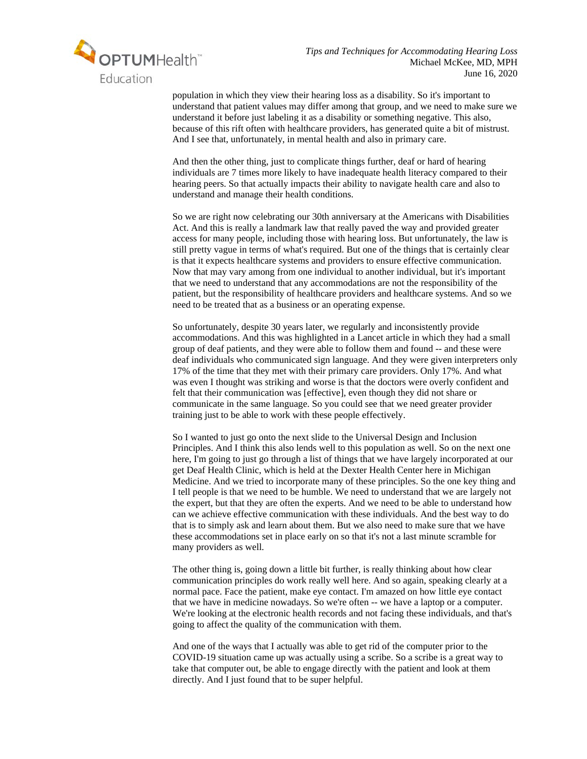population in which they view their hearing loss as a disability. So it's important to understand that patient values may differ among that group, and we need to make sure we understand it before just labeling it as a disability or something negative. This also, because of this rift often with healthcare providers, has generated quite a bit of mistrust. And I see that, unfortunately, in mental health and also in primary care.

And then the other thing, just to complicate things further, deaf or hard of hearing individuals are 7 times more likely to have inadequate health literacy compared to their hearing peers. So that actually impacts their ability to navigate health care and also to understand and manage their health conditions.

So we are right now celebrating our 30th anniversary at the Americans with Disabilities Act. And this is really a landmark law that really paved the way and provided greater access for many people, including those with hearing loss. But unfortunately, the law is still pretty vague in terms of what's required. But one of the things that is certainly clear is that it expects healthcare systems and providers to ensure effective communication. Now that may vary among from one individual to another individual, but it's important that we need to understand that any accommodations are not the responsibility of the patient, but the responsibility of healthcare providers and healthcare systems. And so we need to be treated that as a business or an operating expense.

So unfortunately, despite 30 years later, we regularly and inconsistently provide accommodations. And this was highlighted in a Lancet article in which they had a small group of deaf patients, and they were able to follow them and found -- and these were deaf individuals who communicated sign language. And they were given interpreters only 17% of the time that they met with their primary care providers. Only 17%. And what was even I thought was striking and worse is that the doctors were overly confident and felt that their communication was [effective], even though they did not share or communicate in the same language. So you could see that we need greater provider training just to be able to work with these people effectively.

So I wanted to just go onto the next slide to the Universal Design and Inclusion Principles. And I think this also lends well to this population as well. So on the next one here, I'm going to just go through a list of things that we have largely incorporated at our get Deaf Health Clinic, which is held at the Dexter Health Center here in Michigan Medicine. And we tried to incorporate many of these principles. So the one key thing and I tell people is that we need to be humble. We need to understand that we are largely not the expert, but that they are often the experts. And we need to be able to understand how can we achieve effective communication with these individuals. And the best way to do that is to simply ask and learn about them. But we also need to make sure that we have these accommodations set in place early on so that it's not a last minute scramble for many providers as well.

The other thing is, going down a little bit further, is really thinking about how clear communication principles do work really well here. And so again, speaking clearly at a normal pace. Face the patient, make eye contact. I'm amazed on how little eye contact that we have in medicine nowadays. So we're often -- we have a laptop or a computer. We're looking at the electronic health records and not facing these individuals, and that's going to affect the quality of the communication with them.

And one of the ways that I actually was able to get rid of the computer prior to the COVID-19 situation came up was actually using a scribe. So a scribe is a great way to take that computer out, be able to engage directly with the patient and look at them directly. And I just found that to be super helpful.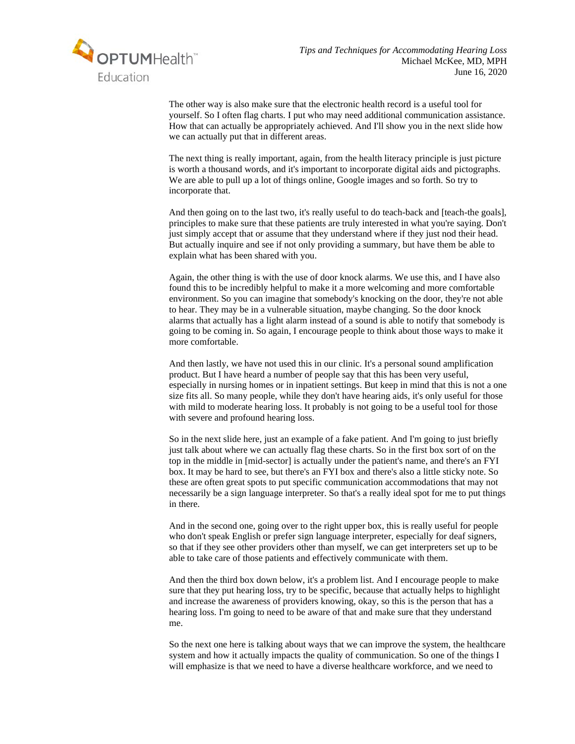The other way is also make sure that the electronic health record is a useful tool for yourself. So I often flag charts. I put who may need additional communication assistance. How that can actually be appropriately achieved. And I'll show you in the next slide how we can actually put that in different areas.

The next thing is really important, again, from the health literacy principle is just picture is worth a thousand words, and it's important to incorporate digital aids and pictographs. We are able to pull up a lot of things online, Google images and so forth. So try to incorporate that.

And then going on to the last two, it's really useful to do teach-back and [teach-the goals], principles to make sure that these patients are truly interested in what you're saying. Don't just simply accept that or assume that they understand where if they just nod their head. But actually inquire and see if not only providing a summary, but have them be able to explain what has been shared with you.

Again, the other thing is with the use of door knock alarms. We use this, and I have also found this to be incredibly helpful to make it a more welcoming and more comfortable environment. So you can imagine that somebody's knocking on the door, they're not able to hear. They may be in a vulnerable situation, maybe changing. So the door knock alarms that actually has a light alarm instead of a sound is able to notify that somebody is going to be coming in. So again, I encourage people to think about those ways to make it more comfortable.

And then lastly, we have not used this in our clinic. It's a personal sound amplification product. But I have heard a number of people say that this has been very useful, especially in nursing homes or in inpatient settings. But keep in mind that this is not a one size fits all. So many people, while they don't have hearing aids, it's only useful for those with mild to moderate hearing loss. It probably is not going to be a useful tool for those with severe and profound hearing loss.

So in the next slide here, just an example of a fake patient. And I'm going to just briefly just talk about where we can actually flag these charts. So in the first box sort of on the top in the middle in [mid-sector] is actually under the patient's name, and there's an FYI box. It may be hard to see, but there's an FYI box and there's also a little sticky note. So these are often great spots to put specific communication accommodations that may not necessarily be a sign language interpreter. So that's a really ideal spot for me to put things in there.

And in the second one, going over to the right upper box, this is really useful for people who don't speak English or prefer sign language interpreter, especially for deaf signers, so that if they see other providers other than myself, we can get interpreters set up to be able to take care of those patients and effectively communicate with them.

And then the third box down below, it's a problem list. And I encourage people to make sure that they put hearing loss, try to be specific, because that actually helps to highlight and increase the awareness of providers knowing, okay, so this is the person that has a hearing loss. I'm going to need to be aware of that and make sure that they understand me.

So the next one here is talking about ways that we can improve the system, the healthcare system and how it actually impacts the quality of communication. So one of the things I will emphasize is that we need to have a diverse healthcare workforce, and we need to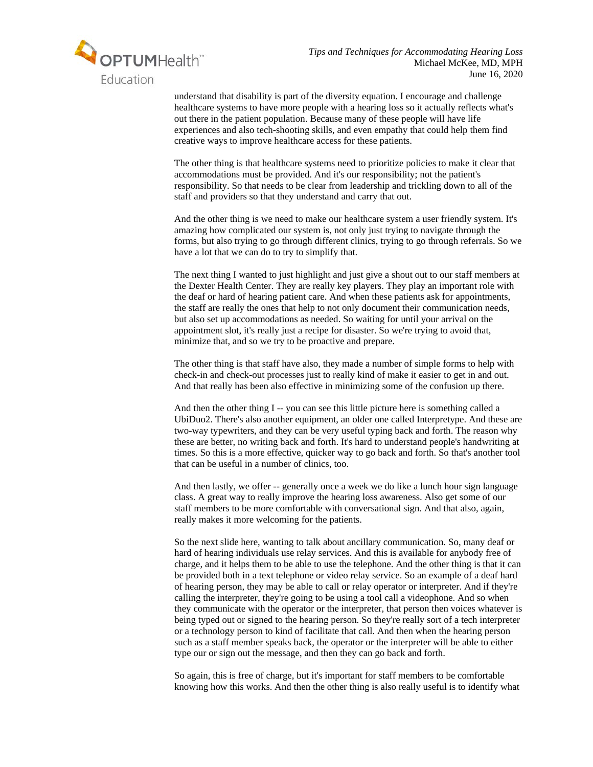understand that disability is part of the diversity equation. I encourage and challenge healthcare systems to have more people with a hearing loss so it actually reflects what's out there in the patient population. Because many of these people will have life experiences and also tech-shooting skills, and even empathy that could help them find creative ways to improve healthcare access for these patients.

The other thing is that healthcare systems need to prioritize policies to make it clear that accommodations must be provided. And it's our responsibility; not the patient's responsibility. So that needs to be clear from leadership and trickling down to all of the staff and providers so that they understand and carry that out.

And the other thing is we need to make our healthcare system a user friendly system. It's amazing how complicated our system is, not only just trying to navigate through the forms, but also trying to go through different clinics, trying to go through referrals. So we have a lot that we can do to try to simplify that.

The next thing I wanted to just highlight and just give a shout out to our staff members at the Dexter Health Center. They are really key players. They play an important role with the deaf or hard of hearing patient care. And when these patients ask for appointments, the staff are really the ones that help to not only document their communication needs, but also set up accommodations as needed. So waiting for until your arrival on the appointment slot, it's really just a recipe for disaster. So we're trying to avoid that, minimize that, and so we try to be proactive and prepare.

The other thing is that staff have also, they made a number of simple forms to help with check-in and check-out processes just to really kind of make it easier to get in and out. And that really has been also effective in minimizing some of the confusion up there.

And then the other thing I -- you can see this little picture here is something called a UbiDuo2. There's also another equipment, an older one called Interpretype. And these are two-way typewriters, and they can be very useful typing back and forth. The reason why these are better, no writing back and forth. It's hard to understand people's handwriting at times. So this is a more effective, quicker way to go back and forth. So that's another tool that can be useful in a number of clinics, too.

And then lastly, we offer -- generally once a week we do like a lunch hour sign language class. A great way to really improve the hearing loss awareness. Also get some of our staff members to be more comfortable with conversational sign. And that also, again, really makes it more welcoming for the patients.

So the next slide here, wanting to talk about ancillary communication. So, many deaf or hard of hearing individuals use relay services. And this is available for anybody free of charge, and it helps them to be able to use the telephone. And the other thing is that it can be provided both in a text telephone or video relay service. So an example of a deaf hard of hearing person, they may be able to call or relay operator or interpreter. And if they're calling the interpreter, they're going to be using a tool call a videophone. And so when they communicate with the operator or the interpreter, that person then voices whatever is being typed out or signed to the hearing person. So they're really sort of a tech interpreter or a technology person to kind of facilitate that call. And then when the hearing person such as a staff member speaks back, the operator or the interpreter will be able to either type our or sign out the message, and then they can go back and forth.

So again, this is free of charge, but it's important for staff members to be comfortable knowing how this works. And then the other thing is also really useful is to identify what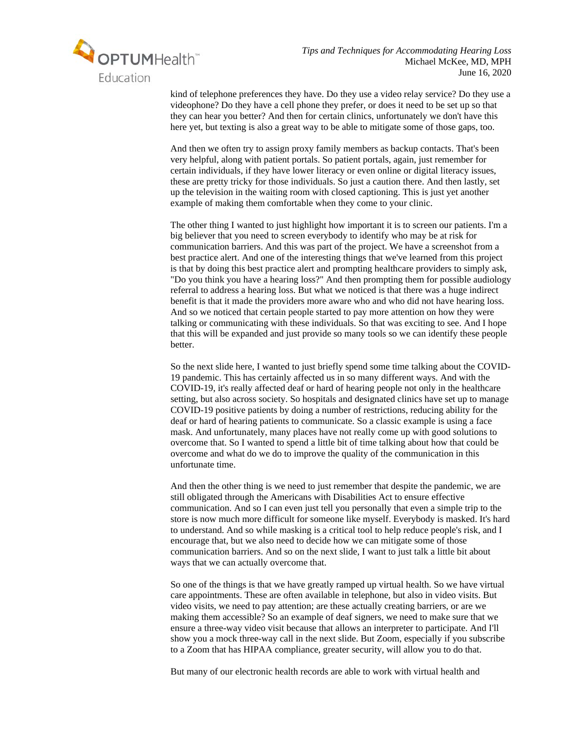kind of telephone preferences they have. Do they use a video relay service? Do they use a videophone? Do they have a cell phone they prefer, or does it need to be set up so that they can hear you better? And then for certain clinics, unfortunately we don't have this here yet, but texting is also a great way to be able to mitigate some of those gaps, too.

And then we often try to assign proxy family members as backup contacts. That's been very helpful, along with patient portals. So patient portals, again, just remember for certain individuals, if they have lower literacy or even online or digital literacy issues, these are pretty tricky for those individuals. So just a caution there. And then lastly, set up the television in the waiting room with closed captioning. This is just yet another example of making them comfortable when they come to your clinic.

The other thing I wanted to just highlight how important it is to screen our patients. I'm a big believer that you need to screen everybody to identify who may be at risk for communication barriers. And this was part of the project. We have a screenshot from a best practice alert. And one of the interesting things that we've learned from this project is that by doing this best practice alert and prompting healthcare providers to simply ask, "Do you think you have a hearing loss?" And then prompting them for possible audiology referral to address a hearing loss. But what we noticed is that there was a huge indirect benefit is that it made the providers more aware who and who did not have hearing loss. And so we noticed that certain people started to pay more attention on how they were talking or communicating with these individuals. So that was exciting to see. And I hope that this will be expanded and just provide so many tools so we can identify these people better.

So the next slide here, I wanted to just briefly spend some time talking about the COVID-19 pandemic. This has certainly affected us in so many different ways. And with the COVID-19, it's really affected deaf or hard of hearing people not only in the healthcare setting, but also across society. So hospitals and designated clinics have set up to manage COVID-19 positive patients by doing a number of restrictions, reducing ability for the deaf or hard of hearing patients to communicate. So a classic example is using a face mask. And unfortunately, many places have not really come up with good solutions to overcome that. So I wanted to spend a little bit of time talking about how that could be overcome and what do we do to improve the quality of the communication in this unfortunate time.

And then the other thing is we need to just remember that despite the pandemic, we are still obligated through the Americans with Disabilities Act to ensure effective communication. And so I can even just tell you personally that even a simple trip to the store is now much more difficult for someone like myself. Everybody is masked. It's hard to understand. And so while masking is a critical tool to help reduce people's risk, and I encourage that, but we also need to decide how we can mitigate some of those communication barriers. And so on the next slide, I want to just talk a little bit about ways that we can actually overcome that.

So one of the things is that we have greatly ramped up virtual health. So we have virtual care appointments. These are often available in telephone, but also in video visits. But video visits, we need to pay attention; are these actually creating barriers, or are we making them accessible? So an example of deaf signers, we need to make sure that we ensure a three-way video visit because that allows an interpreter to participate. And I'll show you a mock three-way call in the next slide. But Zoom, especially if you subscribe to a Zoom that has HIPAA compliance, greater security, will allow you to do that.

But many of our electronic health records are able to work with virtual health and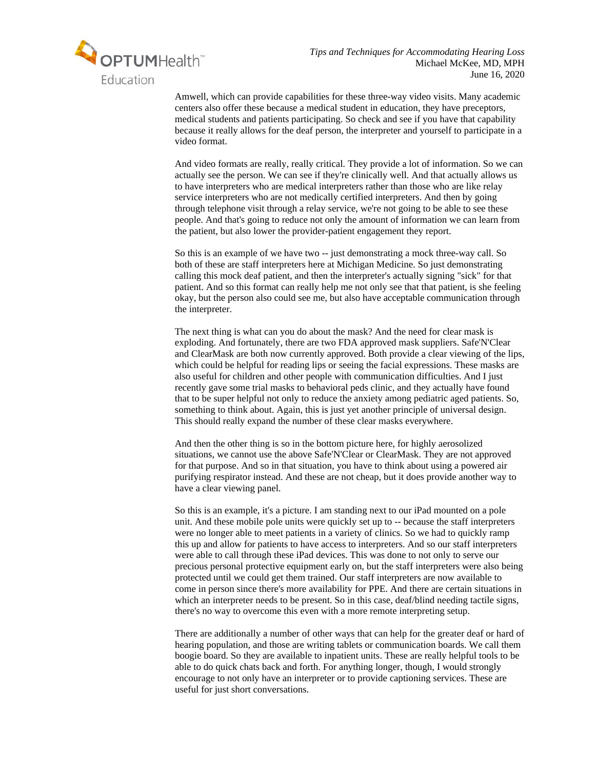Amwell, which can provide capabilities for these three-way video visits. Many academic centers also offer these because a medical student in education, they have preceptors, medical students and patients participating. So check and see if you have that capability because it really allows for the deaf person, the interpreter and yourself to participate in a video format.

And video formats are really, really critical. They provide a lot of information. So we can actually see the person. We can see if they're clinically well. And that actually allows us to have interpreters who are medical interpreters rather than those who are like relay service interpreters who are not medically certified interpreters. And then by going through telephone visit through a relay service, we're not going to be able to see these people. And that's going to reduce not only the amount of information we can learn from the patient, but also lower the provider-patient engagement they report.

So this is an example of we have two -- just demonstrating a mock three-way call. So both of these are staff interpreters here at Michigan Medicine. So just demonstrating calling this mock deaf patient, and then the interpreter's actually signing "sick" for that patient. And so this format can really help me not only see that that patient, is she feeling okay, but the person also could see me, but also have acceptable communication through the interpreter.

The next thing is what can you do about the mask? And the need for clear mask is exploding. And fortunately, there are two FDA approved mask suppliers. Safe'N'Clear and ClearMask are both now currently approved. Both provide a clear viewing of the lips, which could be helpful for reading lips or seeing the facial expressions. These masks are also useful for children and other people with communication difficulties. And I just recently gave some trial masks to behavioral peds clinic, and they actually have found that to be super helpful not only to reduce the anxiety among pediatric aged patients. So, something to think about. Again, this is just yet another principle of universal design. This should really expand the number of these clear masks everywhere.

And then the other thing is so in the bottom picture here, for highly aerosolized situations, we cannot use the above Safe'N'Clear or ClearMask. They are not approved for that purpose. And so in that situation, you have to think about using a powered air purifying respirator instead. And these are not cheap, but it does provide another way to have a clear viewing panel.

So this is an example, it's a picture. I am standing next to our iPad mounted on a pole unit. And these mobile pole units were quickly set up to -- because the staff interpreters were no longer able to meet patients in a variety of clinics. So we had to quickly ramp this up and allow for patients to have access to interpreters. And so our staff interpreters were able to call through these iPad devices. This was done to not only to serve our precious personal protective equipment early on, but the staff interpreters were also being protected until we could get them trained. Our staff interpreters are now available to come in person since there's more availability for PPE. And there are certain situations in which an interpreter needs to be present. So in this case, deaf/blind needing tactile signs, there's no way to overcome this even with a more remote interpreting setup.

There are additionally a number of other ways that can help for the greater deaf or hard of hearing population, and those are writing tablets or communication boards. We call them boogie board. So they are available to inpatient units. These are really helpful tools to be able to do quick chats back and forth. For anything longer, though, I would strongly encourage to not only have an interpreter or to provide captioning services. These are useful for just short conversations.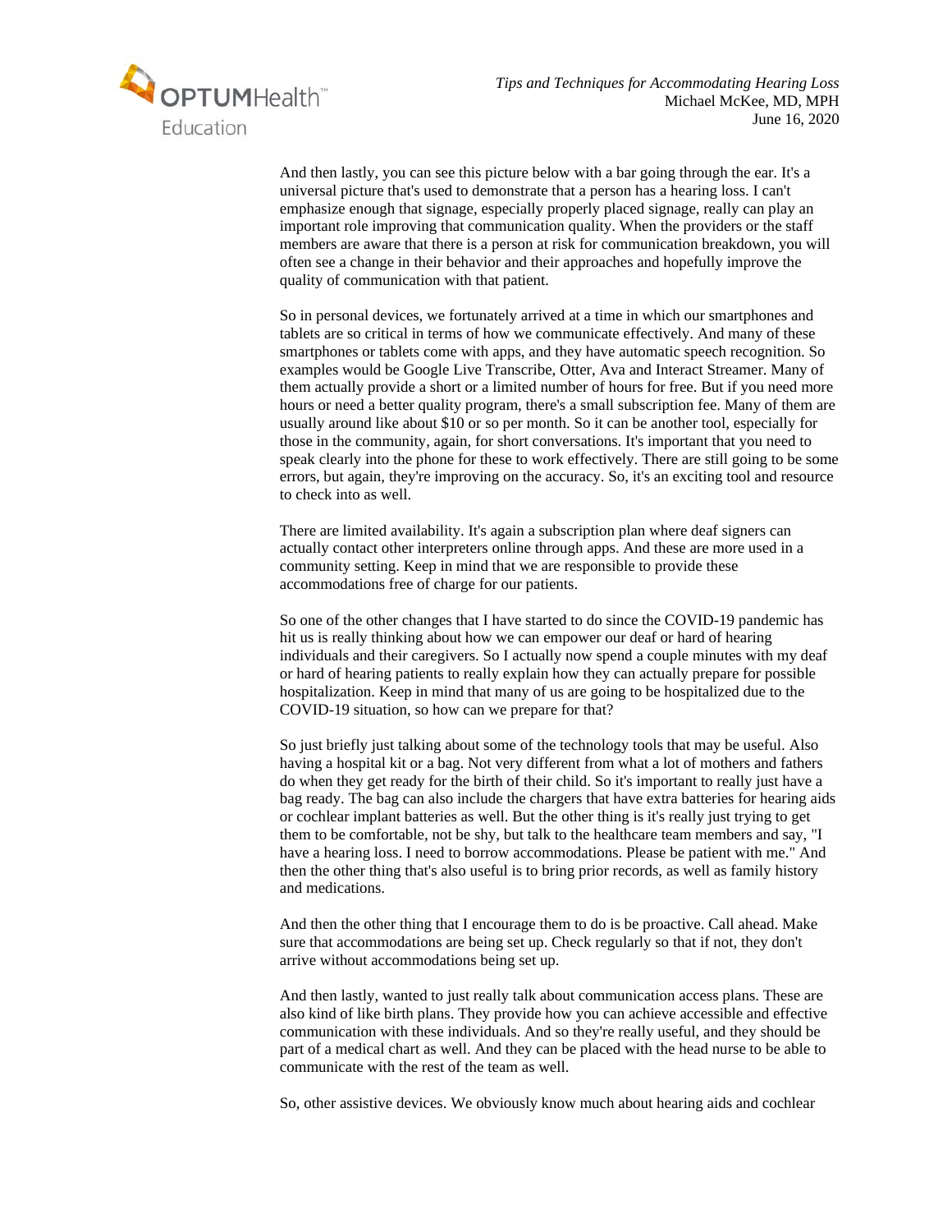And then lastly, you can see this picture below with a bar going through the ear. It's a universal picture that's used to demonstrate that a person has a hearing loss. I can't emphasize enough that signage, especially properly placed signage, really can play an important role improving that communication quality. When the providers or the staff members are aware that there is a person at risk for communication breakdown, you will often see a change in their behavior and their approaches and hopefully improve the quality of communication with that patient.

So in personal devices, we fortunately arrived at a time in which our smartphones and tablets are so critical in terms of how we communicate effectively. And many of these smartphones or tablets come with apps, and they have automatic speech recognition. So examples would be Google Live Transcribe, Otter, Ava and Interact Streamer. Many of them actually provide a short or a limited number of hours for free. But if you need more hours or need a better quality program, there's a small subscription fee. Many of them are usually around like about $10 or so per month. So it can be another tool, especially for those in the community, again, for short conversations. It's important that you need to speak clearly into the phone for these to work effectively. There are still going to be some errors, but again, they're improving on the accuracy. So, it's an exciting tool and resource to check into as well.

There are limited availability. It's again a subscription plan where deaf signers can actually contact other interpreters online through apps. And these are more used in a community setting. Keep in mind that we are responsible to provide these accommodations free of charge for our patients.

So one of the other changes that I have started to do since the COVID-19 pandemic has hit us is really thinking about how we can empower our deaf or hard of hearing individuals and their caregivers. So I actually now spend a couple minutes with my deaf or hard of hearing patients to really explain how they can actually prepare for possible hospitalization. Keep in mind that many of us are going to be hospitalized due to the COVID-19 situation, so how can we prepare for that?

So just briefly just talking about some of the technology tools that may be useful. Also having a hospital kit or a bag. Not very different from what a lot of mothers and fathers do when they get ready for the birth of their child. So it's important to really just have a bag ready. The bag can also include the chargers that have extra batteries for hearing aids or cochlear implant batteries as well. But the other thing is it's really just trying to get them to be comfortable, not be shy, but talk to the healthcare team members and say, "I have a hearing loss. I need to borrow accommodations. Please be patient with me." And then the other thing that's also useful is to bring prior records, as well as family history and medications.

And then the other thing that I encourage them to do is be proactive. Call ahead. Make sure that accommodations are being set up. Check regularly so that if not, they don't arrive without accommodations being set up.

And then lastly, wanted to just really talk about communication access plans. These are also kind of like birth plans. They provide how you can achieve accessible and effective communication with these individuals. And so they're really useful, and they should be part of a medical chart as well. And they can be placed with the head nurse to be able to communicate with the rest of the team as well.

So, other assistive devices. We obviously know much about hearing aids and cochlear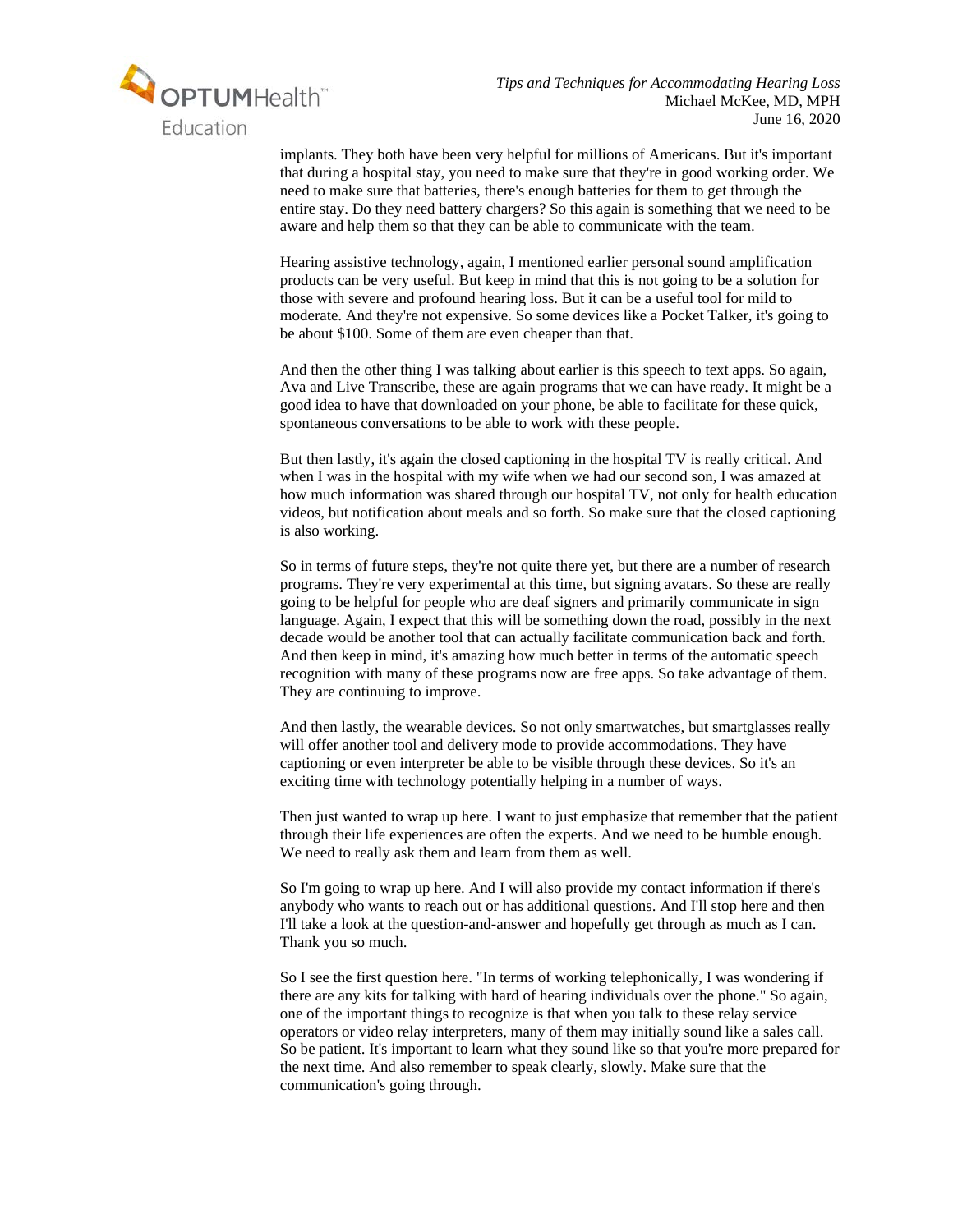implants. They both have been very helpful for millions of Americans. But it's important that during a hospital stay, you need to make sure that they're in good working order. We need to make sure that batteries, there's enough batteries for them to get through the entire stay. Do they need battery chargers? So this again is something that we need to be aware and help them so that they can be able to communicate with the team.

Hearing assistive technology, again, I mentioned earlier personal sound amplification products can be very useful. But keep in mind that this is not going to be a solution for those with severe and profound hearing loss. But it can be a useful tool for mild to moderate. And they're not expensive. So some devices like a Pocket Talker, it's going to be about $100. Some of them are even cheaper than that.

And then the other thing I was talking about earlier is this speech to text apps. So again, Ava and Live Transcribe, these are again programs that we can have ready. It might be a good idea to have that downloaded on your phone, be able to facilitate for these quick, spontaneous conversations to be able to work with these people.

But then lastly, it's again the closed captioning in the hospital TV is really critical. And when I was in the hospital with my wife when we had our second son, I was amazed at how much information was shared through our hospital TV, not only for health education videos, but notification about meals and so forth. So make sure that the closed captioning is also working.

So in terms of future steps, they're not quite there yet, but there are a number of research programs. They're very experimental at this time, but signing avatars. So these are really going to be helpful for people who are deaf signers and primarily communicate in sign language. Again, I expect that this will be something down the road, possibly in the next decade would be another tool that can actually facilitate communication back and forth. And then keep in mind, it's amazing how much better in terms of the automatic speech recognition with many of these programs now are free apps. So take advantage of them. They are continuing to improve.

And then lastly, the wearable devices. So not only smartwatches, but smartglasses really will offer another tool and delivery mode to provide accommodations. They have captioning or even interpreter be able to be visible through these devices. So it's an exciting time with technology potentially helping in a number of ways.

Then just wanted to wrap up here. I want to just emphasize that remember that the patient through their life experiences are often the experts. And we need to be humble enough. We need to really ask them and learn from them as well.

So I'm going to wrap up here. And I will also provide my contact information if there's anybody who wants to reach out or has additional questions. And I'll stop here and then I'll take a look at the question-and-answer and hopefully get through as much as I can. Thank you so much.

So I see the first question here. "In terms of working telephonically, I was wondering if there are any kits for talking with hard of hearing individuals over the phone." So again, one of the important things to recognize is that when you talk to these relay service operators or video relay interpreters, many of them may initially sound like a sales call. So be patient. It's important to learn what they sound like so that you're more prepared for the next time. And also remember to speak clearly, slowly. Make sure that the communication's going through.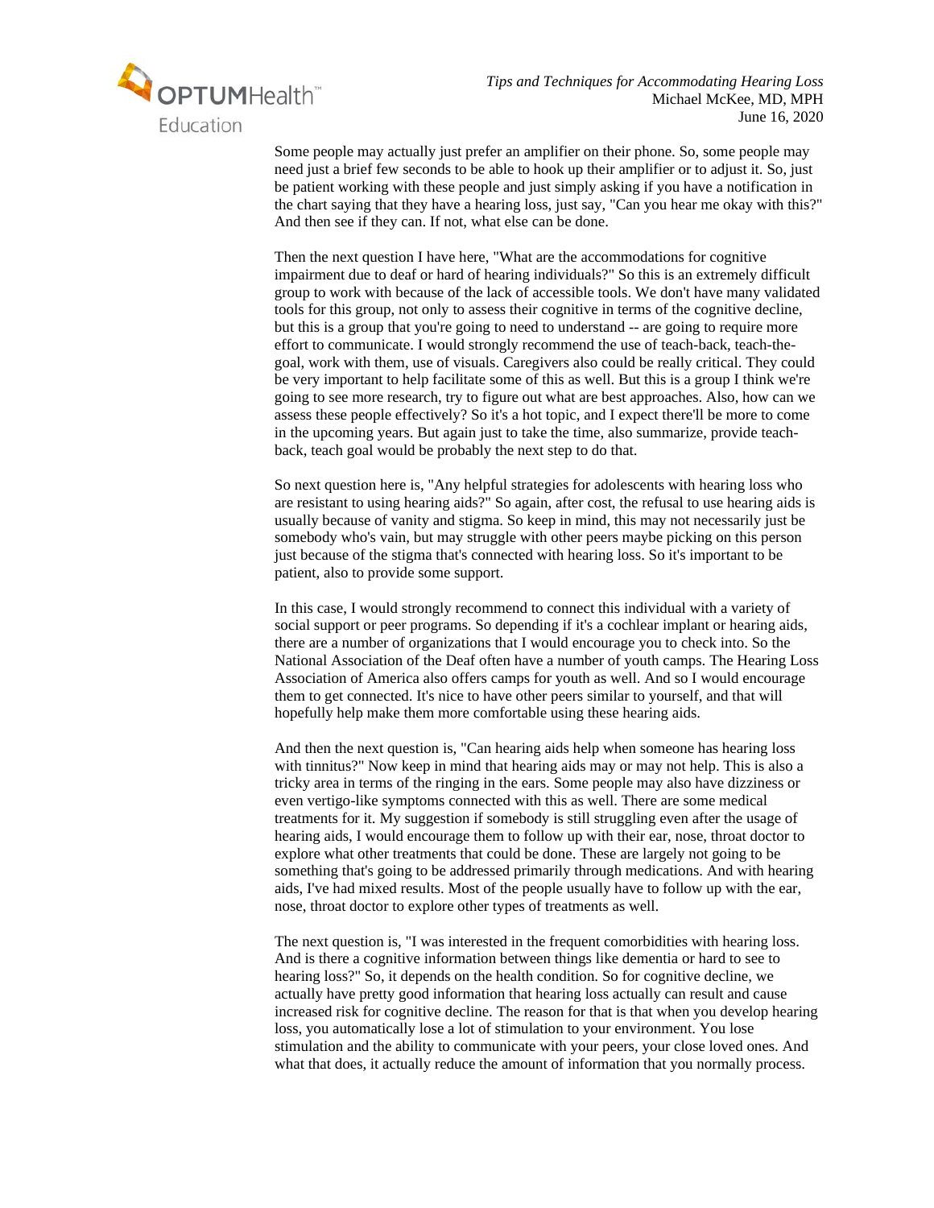Some people may actually just prefer an amplifier on their phone. So, some people may need just a brief few seconds to be able to hook up their amplifier or to adjust it. So, just be patient working with these people and just simply asking if you have a notification in the chart saying that they have a hearing loss, just say, "Can you hear me okay with this?" And then see if they can. If not, what else can be done.

Then the next question I have here, "What are the accommodations for cognitive impairment due to deaf or hard of hearing individuals?" So this is an extremely difficult group to work with because of the lack of accessible tools. We don't have many validated tools for this group, not only to assess their cognitive in terms of the cognitive decline, but this is a group that you're going to need to understand -- are going to require more effort to communicate. I would strongly recommend the use of teach-back, teach-the-goal, work with them, use of visuals. Caregivers also could be really critical. They could be very important to help facilitate some of this as well. But this is a group I think we're going to see more research, try to figure out what are best approaches. Also, how can we assess these people effectively? So it's a hot topic, and I expect there'll be more to come in the upcoming years. But again just to take the time, also summarize, provide teach-back, teach goal would be probably the next step to do that.

So next question here is, "Any helpful strategies for adolescents with hearing loss who are resistant to using hearing aids?" So again, after cost, the refusal to use hearing aids is usually because of vanity and stigma. So keep in mind, this may not necessarily just be somebody who's vain, but may struggle with other peers maybe picking on this person just because of the stigma that's connected with hearing loss. So it's important to be patient, also to provide some support.

In this case, I would strongly recommend to connect this individual with a variety of social support or peer programs. So depending if it's a cochlear implant or hearing aids, there are a number of organizations that I would encourage you to check into. So the National Association of the Deaf often have a number of youth camps. The Hearing Loss Association of America also offers camps for youth as well. And so I would encourage them to get connected. It's nice to have other peers similar to yourself, and that will hopefully help make them more comfortable using these hearing aids.

And then the next question is, "Can hearing aids help when someone has hearing loss with tinnitus?" Now keep in mind that hearing aids may or may not help. This is also a tricky area in terms of the ringing in the ears. Some people may also have dizziness or even vertigo-like symptoms connected with this as well. There are some medical treatments for it. My suggestion if somebody is still struggling even after the usage of hearing aids, I would encourage them to follow up with their ear, nose, throat doctor to explore what other treatments that could be done. These are largely not going to be something that's going to be addressed primarily through medications. And with hearing aids, I've had mixed results. Most of the people usually have to follow up with the ear, nose, throat doctor to explore other types of treatments as well.

The next question is, "I was interested in the frequent comorbidities with hearing loss. And is there a cognitive information between things like dementia or hard to see to hearing loss?" So, it depends on the health condition. So for cognitive decline, we actually have pretty good information that hearing loss actually can result and cause increased risk for cognitive decline. The reason for that is that when you develop hearing loss, you automatically lose a lot of stimulation to your environment. You lose stimulation and the ability to communicate with your peers, your close loved ones. And what that does, it actually reduce the amount of information that you normally process.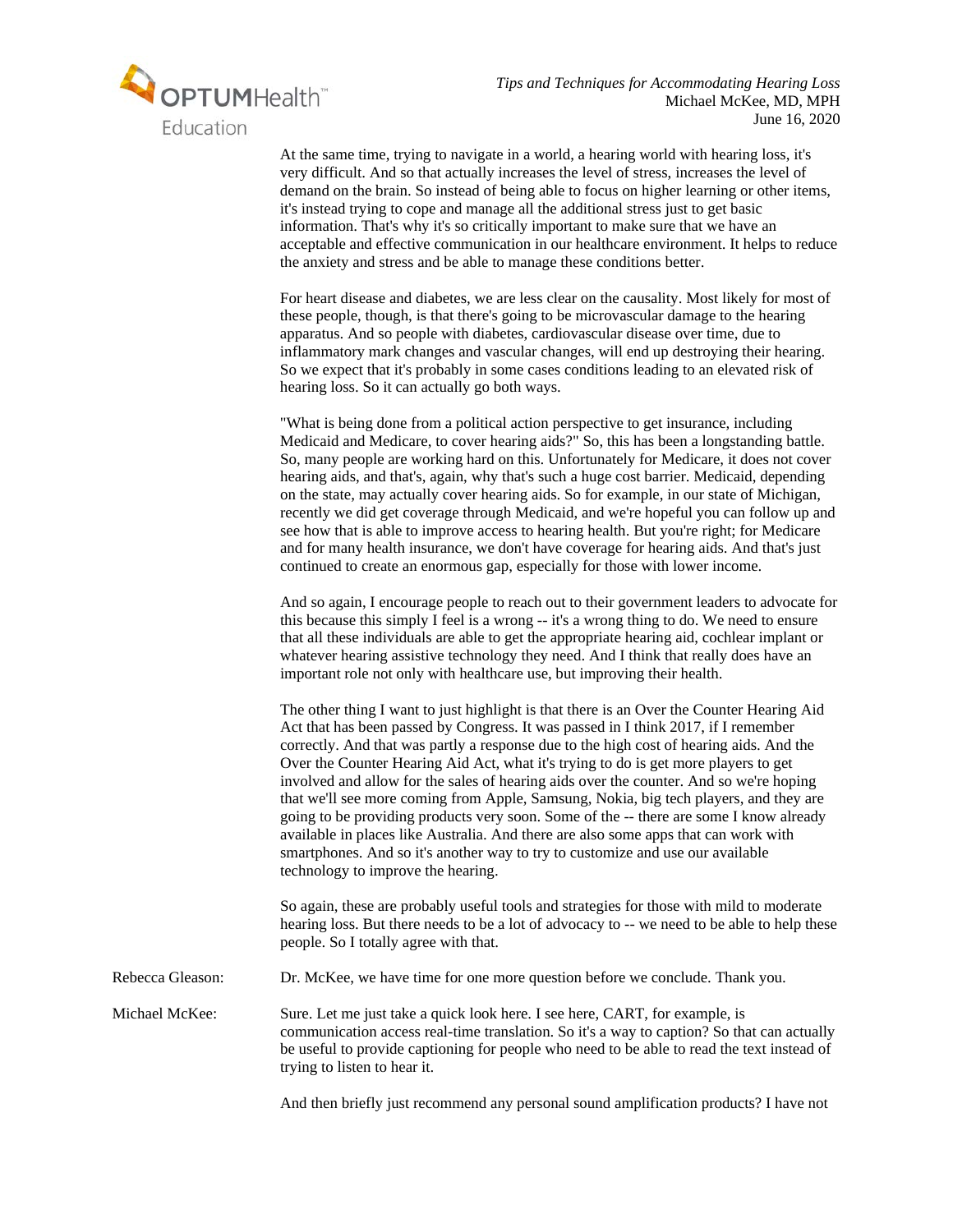At the same time, trying to navigate in a world, a hearing world with hearing loss, it's very difficult. And so that actually increases the level of stress, increases the level of demand on the brain. So instead of being able to focus on higher learning or other items, it's instead trying to cope and manage all the additional stress just to get basic information. That's why it's so critically important to make sure that we have an acceptable and effective communication in our healthcare environment. It helps to reduce the anxiety and stress and be able to manage these conditions better.

For heart disease and diabetes, we are less clear on the causality. Most likely for most of these people, though, is that there's going to be microvascular damage to the hearing apparatus. And so people with diabetes, cardiovascular disease over time, due to inflammatory mark changes and vascular changes, will end up destroying their hearing. So we expect that it's probably in some cases conditions leading to an elevated risk of hearing loss. So it can actually go both ways.

"What is being done from a political action perspective to get insurance, including Medicaid and Medicare, to cover hearing aids?" So, this has been a longstanding battle. So, many people are working hard on this. Unfortunately for Medicare, it does not cover hearing aids, and that's, again, why that's such a huge cost barrier. Medicaid, depending on the state, may actually cover hearing aids. So for example, in our state of Michigan, recently we did get coverage through Medicaid, and we're hopeful you can follow up and see how that is able to improve access to hearing health. But you're right; for Medicare and for many health insurance, we don't have coverage for hearing aids. And that's just continued to create an enormous gap, especially for those with lower income.

And so again, I encourage people to reach out to their government leaders to advocate for this because this simply I feel is a wrong -- it's a wrong thing to do. We need to ensure that all these individuals are able to get the appropriate hearing aid, cochlear implant or whatever hearing assistive technology they need. And I think that really does have an important role not only with healthcare use, but improving their health.

The other thing I want to just highlight is that there is an Over the Counter Hearing Aid Act that has been passed by Congress. It was passed in I think 2017, if I remember correctly. And that was partly a response due to the high cost of hearing aids. And the Over the Counter Hearing Aid Act, what it's trying to do is get more players to get involved and allow for the sales of hearing aids over the counter. And so we're hoping that we'll see more coming from Apple, Samsung, Nokia, big tech players, and they are going to be providing products very soon. Some of the -- there are some I know already available in places like Australia. And there are also some apps that can work with smartphones. And so it's another way to try to customize and use our available technology to improve the hearing.

So again, these are probably useful tools and strategies for those with mild to moderate hearing loss. But there needs to be a lot of advocacy to -- we need to be able to help these people. So I totally agree with that.

Rebecca Gleason: Dr. McKee, we have time for one more question before we conclude. Thank you.

Michael McKee: Sure. Let me just take a quick look here. I see here, CART, for example, is communication access real-time translation. So it's a way to caption? So that can actually be useful to provide captioning for people who need to be able to read the text instead of trying to listen to hear it.

And then briefly just recommend any personal sound amplification products? I have not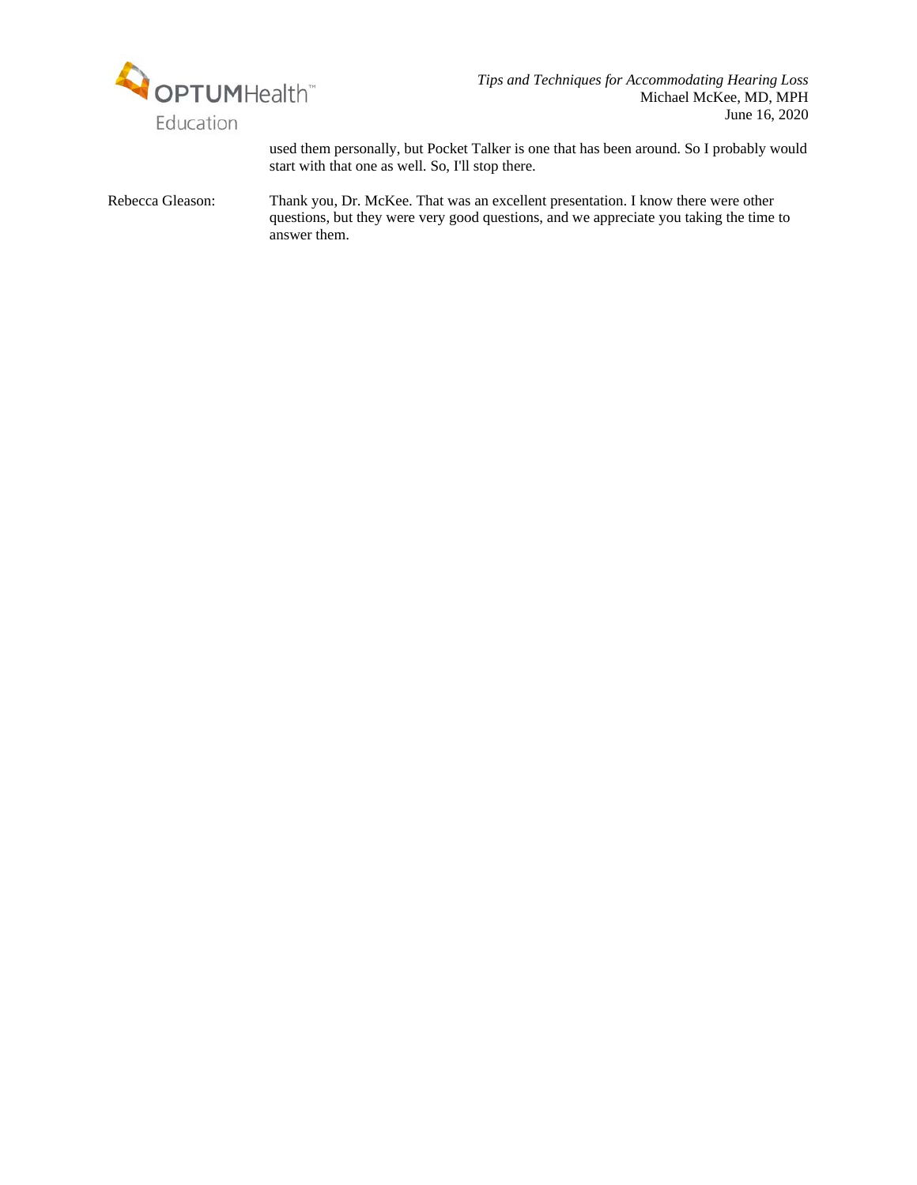used them personally, but Pocket Talker is one that has been around. So I probably would start with that one as well. So, I'll stop there.

Rebecca Gleason: Thank you, Dr. McKee. That was an excellent presentation. I know there were other questions, but they were very good questions, and we appreciate you taking the time to answer them.